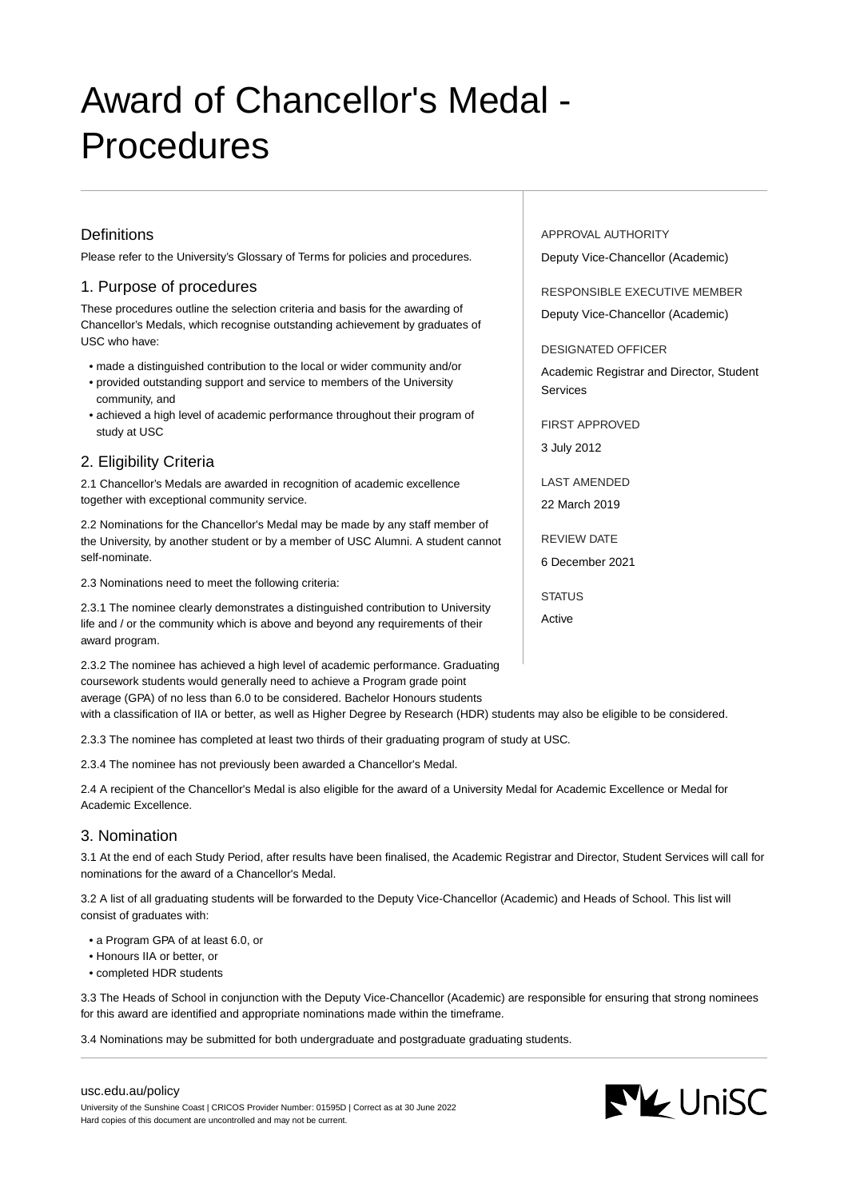# Award of Chancellor's Medal - Procedures

APPROVAL AUTHORITY

Deputy Vice-Chancellor (Academic)

RESPONSIBLE EXECUTIVE MEMBER

Deputy Vice-Chancellor (Academic)

DESIGNATED OFFICER

Academic Registrar and Director, Student Services

FIRST APPROVED

3 July 2012

LAST AMENDED

22 March 2019

REVIEW DATE

6 December 2021

STATUS

Active

## Definitions

Please refer to the University's Glossary of Terms for policies and procedures.

## 1. Purpose of procedures

These procedures outline the selection criteria and basis for the awarding of Chancellor's Medals, which recognise outstanding achievement by graduates of USC who have:

- made a distinguished contribution to the local or wider community and/or
- provided outstanding support and service to members of the University community, and
- achieved a high level of academic performance throughout their program of study at USC

## 2. Eligibility Criteria

2.1 Chancellor's Medals are awarded in recognition of academic excellence together with exceptional community service.

2.2 Nominations for the Chancellor's Medal may be made by any staff member of the University, by another student or by a member of USC Alumni. A student cannot self-nominate.

2.3 Nominations need to meet the following criteria:

2.3.1 The nominee clearly demonstrates a distinguished contribution to University life and / or the community which is above and beyond any requirements of their award program.

2.3.2 The nominee has achieved a high level of academic performance. Graduating coursework students would generally need to achieve a Program grade point average (GPA) of no less than 6.0 to be considered. Bachelor Honours students with a classification of IIA or better, as well as Higher Degree by Research (HDR) students may also be eligible to be considered.

2.3.3 The nominee has completed at least two thirds of their graduating program of study at USC.

2.3.4 The nominee has not previously been awarded a Chancellor's Medal.

2.4 A recipient of the Chancellor's Medal is also eligible for the award of a University Medal for Academic Excellence or Medal for Academic Excellence.

## 3. Nomination

3.1 At the end of each Study Period, after results have been finalised, the Academic Registrar and Director, Student Services will call for nominations for the award of a Chancellor's Medal.

3.2 A list of all graduating students will be forwarded to the Deputy Vice-Chancellor (Academic) and Heads of School. This list will consist of graduates with:

- a Program GPA of at least 6.0, or
- Honours IIA or better, or
- completed HDR students

3.3 The Heads of School in conjunction with the Deputy Vice-Chancellor (Academic) are responsible for ensuring that strong nominees for this award are identified and appropriate nominations made within the timeframe.

3.4 Nominations may be submitted for both undergraduate and postgraduate graduating students.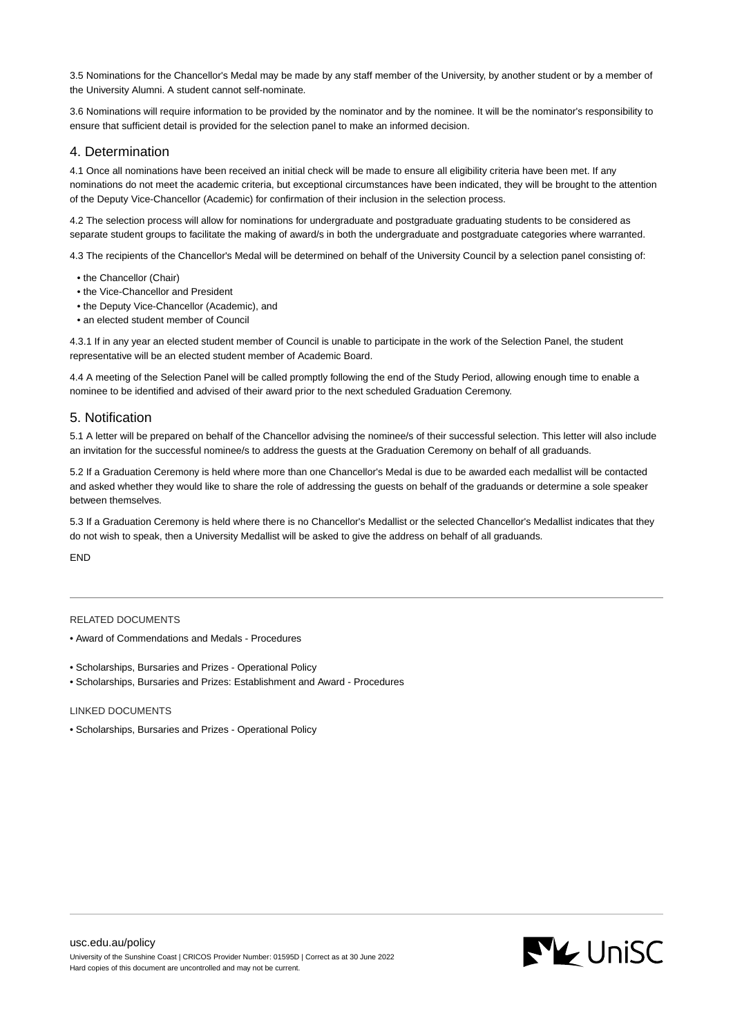3.5 Nominations for the Chancellor's Medal may be made by any staff member of the University, by another student or by a member of the University Alumni. A student cannot self-nominate.

3.6 Nominations will require information to be provided by the nominator and by the nominee. It will be the nominator's responsibility to ensure that sufficient detail is provided for the selection panel to make an informed decision.

## 4. Determination

4.1 Once all nominations have been received an initial check will be made to ensure all eligibility criteria have been met. If any nominations do not meet the academic criteria, but exceptional circumstances have been indicated, they will be brought to the attention of the Deputy Vice-Chancellor (Academic) for confirmation of their inclusion in the selection process.

4.2 The selection process will allow for nominations for undergraduate and postgraduate graduating students to be considered as separate student groups to facilitate the making of award/s in both the undergraduate and postgraduate categories where warranted.

4.3 The recipients of the Chancellor's Medal will be determined on behalf of the University Council by a selection panel consisting of:

- the Chancellor (Chair)
- the Vice-Chancellor and President
- the Deputy Vice-Chancellor (Academic), and
- an elected student member of Council

4.3.1 If in any year an elected student member of Council is unable to participate in the work of the Selection Panel, the student representative will be an elected student member of Academic Board.

4.4 A meeting of the Selection Panel will be called promptly following the end of the Study Period, allowing enough time to enable a nominee to be identified and advised of their award prior to the next scheduled Graduation Ceremony.

## 5. Notification

5.1 A letter will be prepared on behalf of the Chancellor advising the nominee/s of their successful selection. This letter will also include an invitation for the successful nominee/s to address the guests at the Graduation Ceremony on behalf of all graduands.

5.2 If a Graduation Ceremony is held where more than one Chancellor's Medal is due to be awarded each medallist will be contacted and asked whether they would like to share the role of addressing the guests on behalf of the graduands or determine a sole speaker between themselves.

5.3 If a Graduation Ceremony is held where there is no Chancellor's Medallist or the selected Chancellor's Medallist indicates that they do not wish to speak, then a University Medallist will be asked to give the address on behalf of all graduands.

END

---

RELATED DOCUMENTS

- Award of Commendations and Medals - Procedures
- Scholarships, Bursaries and Prizes - Operational Policy
- Scholarships, Bursaries and Prizes: Establishment and Award - Procedures

LINKED DOCUMENTS

- Scholarships, Bursaries and Prizes - Operational Policy